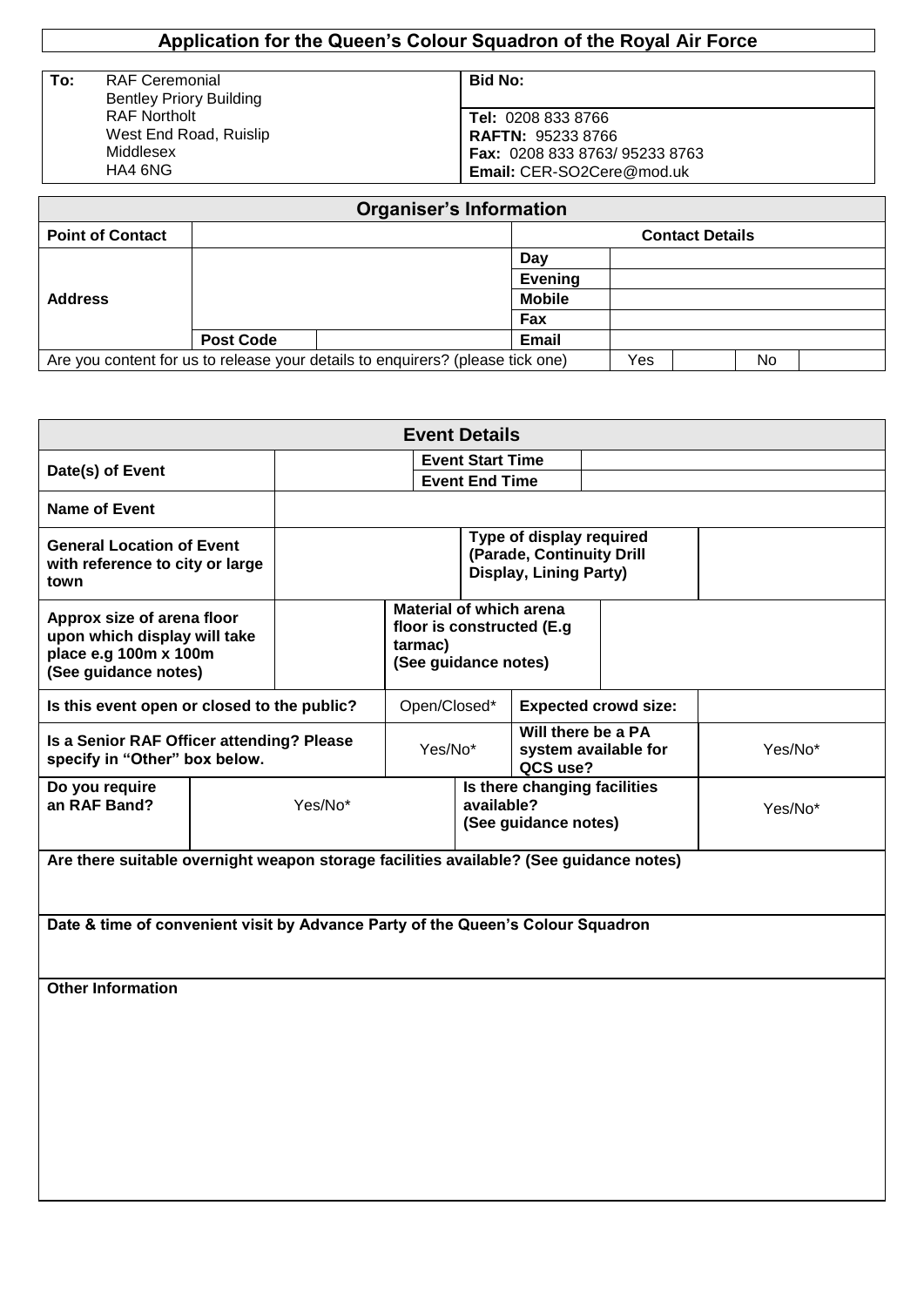# Application for the Queen's Colour Squadron of the Royal Air Force

| **To:** | RAF Ceremonial<br>Bentley Priory Building<br>RAF Northolt<br>West End Road, Ruislip<br>Middlesex<br>HA4 6NG | **Bid No:**<br><br>**Tel:** 0208 833 8766<br>**RAFTN:** 95233 8766<br>**Fax:** 0208 833 8763/ 95233 8763<br>**Email:** CER-SO2Cere@mod.uk |
|---|---|---|

## Organiser's Information

| **Point of Contact** | | | **Contact Details** | | | |
|---|---|---|---|---|---|---|
| **Address** | | | **Day** | | | |
| | | | **Evening** | | | |
| | | | **Mobile** | | | |
| | | | **Fax** | | | |
| | **Post Code** | | **Email** | | | |
| Are you content for us to release your details to enquirers? (please tick one) | | | Yes | | No | |

## Event Details

| **Date(s) of Event** | | **Event Start Time** | |
|---|---|---|---|
| | | **Event End Time** | |
| **Name of Event** | | | |
| **General Location of Event with reference to city or large town** | | **Type of display required (Parade, Continuity Drill Display, Lining Party)** | |
| **Approx size of arena floor upon which display will take place e.g 100m x 100m (See guidance notes)** | | **Material of which arena floor is constructed (E.g tarmac) (See guidance notes)** | |
| **Is this event open or closed to the public?** | Open/Closed* | **Expected crowd size:** | |
| **Is a Senior RAF Officer attending? Please specify in "Other" box below.** | Yes/No* | **Will there be a PA system available for QCS use?** | Yes/No* |
| **Do you require an RAF Band?** | Yes/No* | **Is there changing facilities available? (See guidance notes)** | Yes/No* |

**Are there suitable overnight weapon storage facilities available? (See guidance notes)**

**Date & time of convenient visit by Advance Party of the Queen's Colour Squadron**

**Other Information**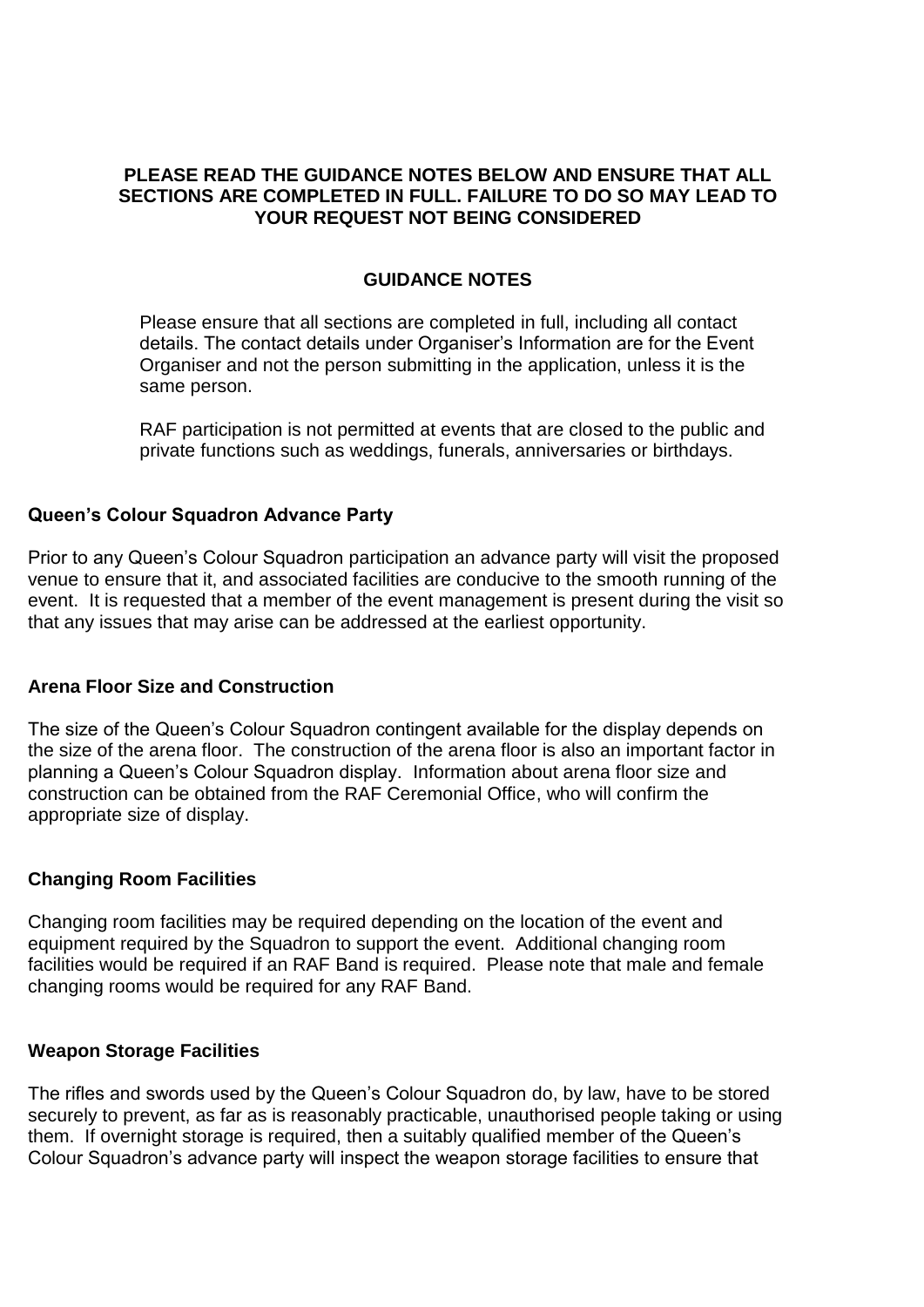**PLEASE READ THE GUIDANCE NOTES BELOW AND ENSURE THAT ALL SECTIONS ARE COMPLETED IN FULL. FAILURE TO DO SO MAY LEAD TO YOUR REQUEST NOT BEING CONSIDERED**

## GUIDANCE NOTES

Please ensure that all sections are completed in full, including all contact details. The contact details under Organiser's Information are for the Event Organiser and not the person submitting in the application, unless it is the same person.

RAF participation is not permitted at events that are closed to the public and private functions such as weddings, funerals, anniversaries or birthdays.

### Queen's Colour Squadron Advance Party

Prior to any Queen's Colour Squadron participation an advance party will visit the proposed venue to ensure that it, and associated facilities are conducive to the smooth running of the event. It is requested that a member of the event management is present during the visit so that any issues that may arise can be addressed at the earliest opportunity.

### Arena Floor Size and Construction

The size of the Queen's Colour Squadron contingent available for the display depends on the size of the arena floor. The construction of the arena floor is also an important factor in planning a Queen's Colour Squadron display. Information about arena floor size and construction can be obtained from the RAF Ceremonial Office, who will confirm the appropriate size of display.

### Changing Room Facilities

Changing room facilities may be required depending on the location of the event and equipment required by the Squadron to support the event. Additional changing room facilities would be required if an RAF Band is required. Please note that male and female changing rooms would be required for any RAF Band.

### Weapon Storage Facilities

The rifles and swords used by the Queen's Colour Squadron do, by law, have to be stored securely to prevent, as far as is reasonably practicable, unauthorised people taking or using them. If overnight storage is required, then a suitably qualified member of the Queen's Colour Squadron's advance party will inspect the weapon storage facilities to ensure that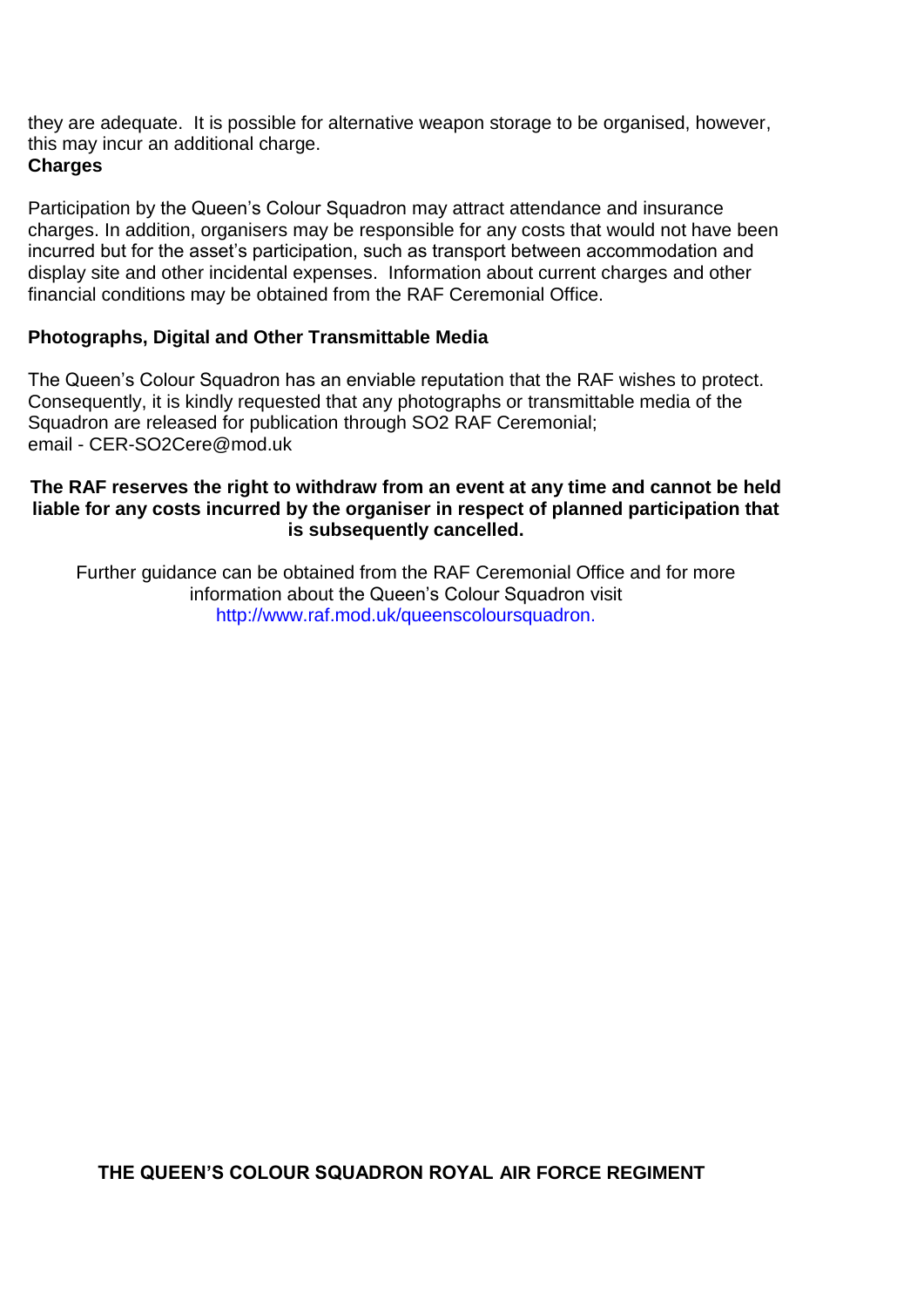they are adequate. It is possible for alternative weapon storage to be organised, however, this may incur an additional charge.

**Charges**

Participation by the Queen's Colour Squadron may attract attendance and insurance charges. In addition, organisers may be responsible for any costs that would not have been incurred but for the asset's participation, such as transport between accommodation and display site and other incidental expenses. Information about current charges and other financial conditions may be obtained from the RAF Ceremonial Office.

**Photographs, Digital and Other Transmittable Media**

The Queen's Colour Squadron has an enviable reputation that the RAF wishes to protect. Consequently, it is kindly requested that any photographs or transmittable media of the Squadron are released for publication through SO2 RAF Ceremonial;
email - CER-SO2Cere@mod.uk

**The RAF reserves the right to withdraw from an event at any time and cannot be held liable for any costs incurred by the organiser in respect of planned participation that is subsequently cancelled.**

Further guidance can be obtained from the RAF Ceremonial Office and for more information about the Queen's Colour Squadron visit http://www.raf.mod.uk/queenscoloursquadron.

**THE QUEEN'S COLOUR SQUADRON ROYAL AIR FORCE REGIMENT**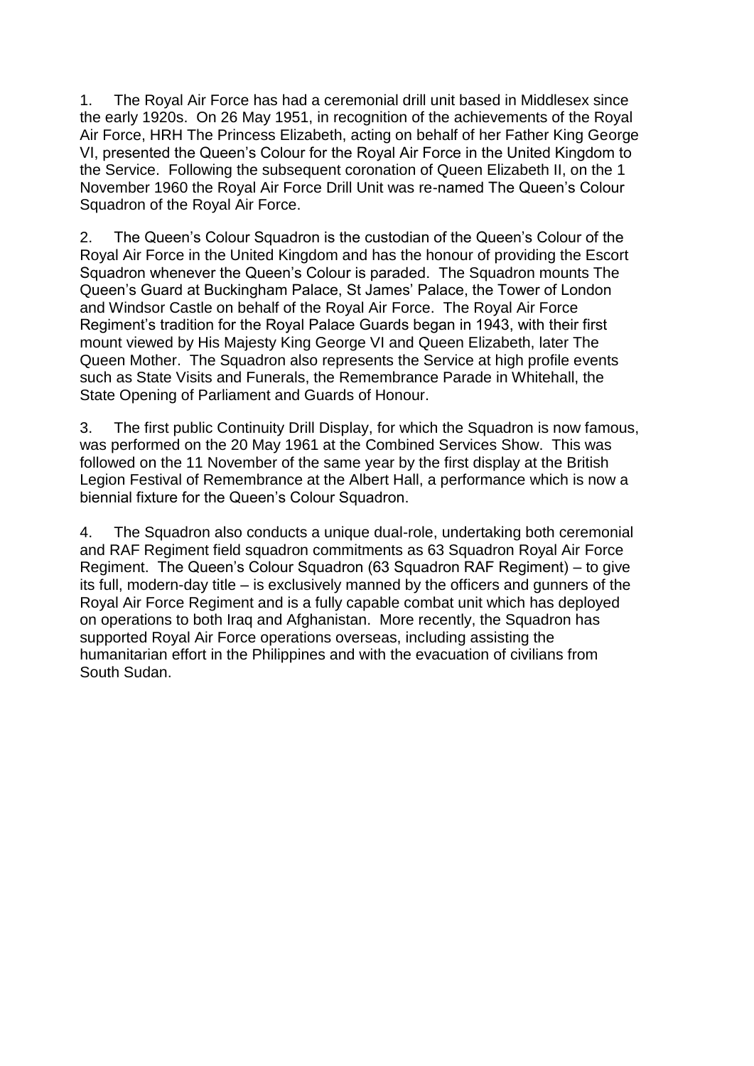1. The Royal Air Force has had a ceremonial drill unit based in Middlesex since the early 1920s. On 26 May 1951, in recognition of the achievements of the Royal Air Force, HRH The Princess Elizabeth, acting on behalf of her Father King George VI, presented the Queen's Colour for the Royal Air Force in the United Kingdom to the Service. Following the subsequent coronation of Queen Elizabeth II, on the 1 November 1960 the Royal Air Force Drill Unit was re-named The Queen's Colour Squadron of the Royal Air Force.

2. The Queen's Colour Squadron is the custodian of the Queen's Colour of the Royal Air Force in the United Kingdom and has the honour of providing the Escort Squadron whenever the Queen's Colour is paraded. The Squadron mounts The Queen's Guard at Buckingham Palace, St James' Palace, the Tower of London and Windsor Castle on behalf of the Royal Air Force. The Royal Air Force Regiment's tradition for the Royal Palace Guards began in 1943, with their first mount viewed by His Majesty King George VI and Queen Elizabeth, later The Queen Mother. The Squadron also represents the Service at high profile events such as State Visits and Funerals, the Remembrance Parade in Whitehall, the State Opening of Parliament and Guards of Honour.

3. The first public Continuity Drill Display, for which the Squadron is now famous, was performed on the 20 May 1961 at the Combined Services Show. This was followed on the 11 November of the same year by the first display at the British Legion Festival of Remembrance at the Albert Hall, a performance which is now a biennial fixture for the Queen's Colour Squadron.

4. The Squadron also conducts a unique dual-role, undertaking both ceremonial and RAF Regiment field squadron commitments as 63 Squadron Royal Air Force Regiment. The Queen's Colour Squadron (63 Squadron RAF Regiment) – to give its full, modern-day title – is exclusively manned by the officers and gunners of the Royal Air Force Regiment and is a fully capable combat unit which has deployed on operations to both Iraq and Afghanistan. More recently, the Squadron has supported Royal Air Force operations overseas, including assisting the humanitarian effort in the Philippines and with the evacuation of civilians from South Sudan.